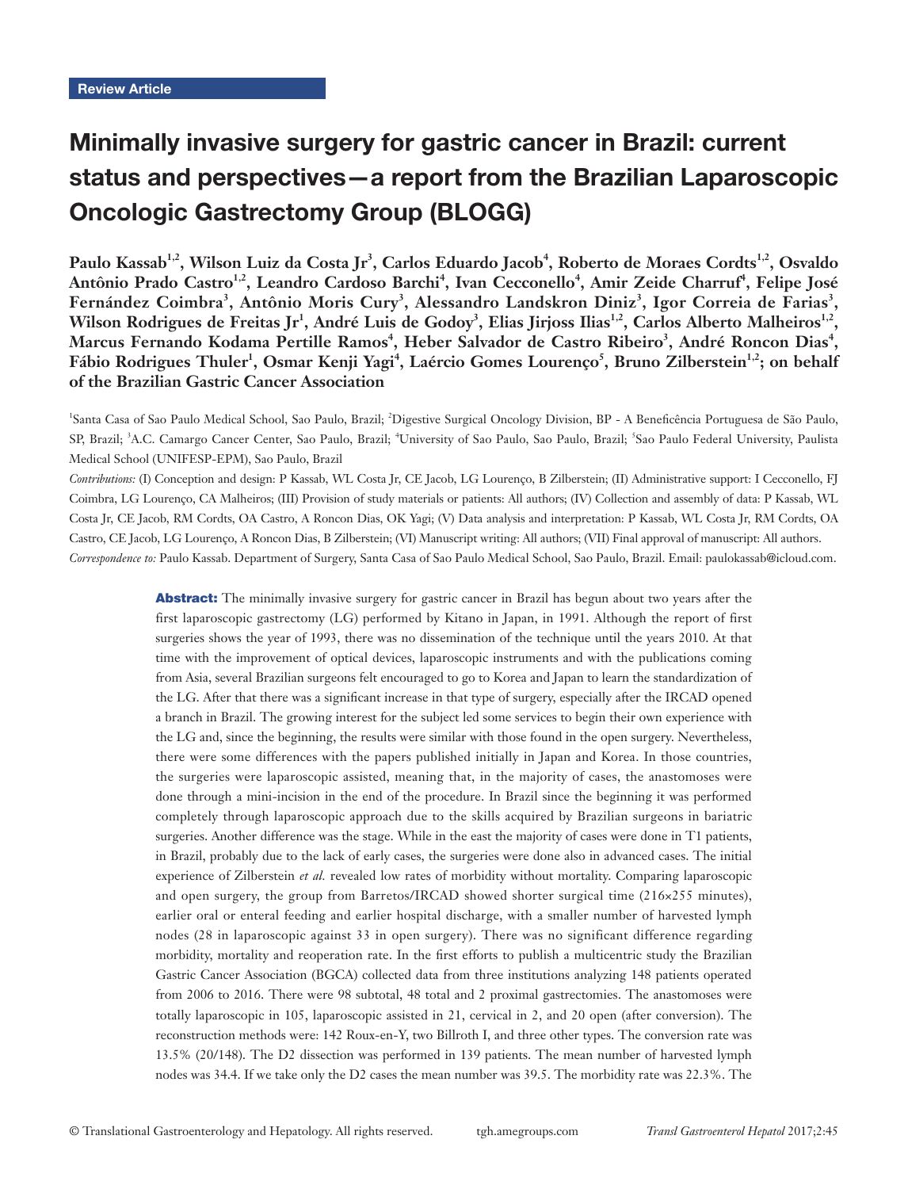Review Article

# Minimally invasive surgery for gastric cancer in Brazil: current status and perspectives—a report from the Brazilian Laparoscopic Oncologic Gastrectomy Group (BLOGG)

**Paulo Kassab[1,2], Wilson Luiz da Costa Jr[3], Carlos Eduardo Jacob[4], Roberto de Moraes Cordts[1,2], Osvaldo Antônio Prado Castro[1,2], Leandro Cardoso Barchi[4], Ivan Cecconello[4], Amir Zeide Charruf[4], Felipe José Fernández Coimbra[3], Antônio Moris Cury[3], Alessandro Landskron Diniz[3], Igor Correia de Farias[3], Wilson Rodrigues de Freitas Jr[1], André Luis de Godoy[3], Elias Jirjoss Ilias[1,2], Carlos Alberto Malheiros[1,2], Marcus Fernando Kodama Pertille Ramos[4], Heber Salvador de Castro Ribeiro[3], André Roncon Dias[4], Fábio Rodrigues Thuler[1], Osmar Kenji Yagi[4], Laércio Gomes Lourenço[5], Bruno Zilberstein[1,2]; on behalf of the Brazilian Gastric Cancer Association**

[1]Santa Casa of Sao Paulo Medical School, Sao Paulo, Brazil; [2]Digestive Surgical Oncology Division, BP - A Beneficência Portuguesa de São Paulo, SP, Brazil; [3]A.C. Camargo Cancer Center, Sao Paulo, Brazil; [4]University of Sao Paulo, Sao Paulo, Brazil; [5]Sao Paulo Federal University, Paulista Medical School (UNIFESP-EPM), Sao Paulo, Brazil

*Contributions:* (I) Conception and design: P Kassab, WL Costa Jr, CE Jacob, LG Lourenço, B Zilberstein; (II) Administrative support: I Cecconello, FJ Coimbra, LG Lourenço, CA Malheiros; (III) Provision of study materials or patients: All authors; (IV) Collection and assembly of data: P Kassab, WL Costa Jr, CE Jacob, RM Cordts, OA Castro, A Roncon Dias, OK Yagi; (V) Data analysis and interpretation: P Kassab, WL Costa Jr, RM Cordts, OA Castro, CE Jacob, LG Lourenço, A Roncon Dias, B Zilberstein; (VI) Manuscript writing: All authors; (VII) Final approval of manuscript: All authors.

*Correspondence to:* Paulo Kassab. Department of Surgery, Santa Casa of Sao Paulo Medical School, Sao Paulo, Brazil. Email: paulokassab@icloud.com.

**Abstract:** The minimally invasive surgery for gastric cancer in Brazil has begun about two years after the first laparoscopic gastrectomy (LG) performed by Kitano in Japan, in 1991. Although the report of first surgeries shows the year of 1993, there was no dissemination of the technique until the years 2010. At that time with the improvement of optical devices, laparoscopic instruments and with the publications coming from Asia, several Brazilian surgeons felt encouraged to go to Korea and Japan to learn the standardization of the LG. After that there was a significant increase in that type of surgery, especially after the IRCAD opened a branch in Brazil. The growing interest for the subject led some services to begin their own experience with the LG and, since the beginning, the results were similar with those found in the open surgery. Nevertheless, there were some differences with the papers published initially in Japan and Korea. In those countries, the surgeries were laparoscopic assisted, meaning that, in the majority of cases, the anastomoses were done through a mini-incision in the end of the procedure. In Brazil since the beginning it was performed completely through laparoscopic approach due to the skills acquired by Brazilian surgeons in bariatric surgeries. Another difference was the stage. While in the east the majority of cases were done in T1 patients, in Brazil, probably due to the lack of early cases, the surgeries were done also in advanced cases. The initial experience of Zilberstein *et al.* revealed low rates of morbidity without mortality. Comparing laparoscopic and open surgery, the group from Barretos/IRCAD showed shorter surgical time (216×255 minutes), earlier oral or enteral feeding and earlier hospital discharge, with a smaller number of harvested lymph nodes (28 in laparoscopic against 33 in open surgery). There was no significant difference regarding morbidity, mortality and reoperation rate. In the first efforts to publish a multicentric study the Brazilian Gastric Cancer Association (BGCA) collected data from three institutions analyzing 148 patients operated from 2006 to 2016. There were 98 subtotal, 48 total and 2 proximal gastrectomies. The anastomoses were totally laparoscopic in 105, laparoscopic assisted in 21, cervical in 2, and 20 open (after conversion). The reconstruction methods were: 142 Roux-en-Y, two Billroth I, and three other types. The conversion rate was 13.5% (20/148). The D2 dissection was performed in 139 patients. The mean number of harvested lymph nodes was 34.4. If we take only the D2 cases the mean number was 39.5. The morbidity rate was 22.3%. The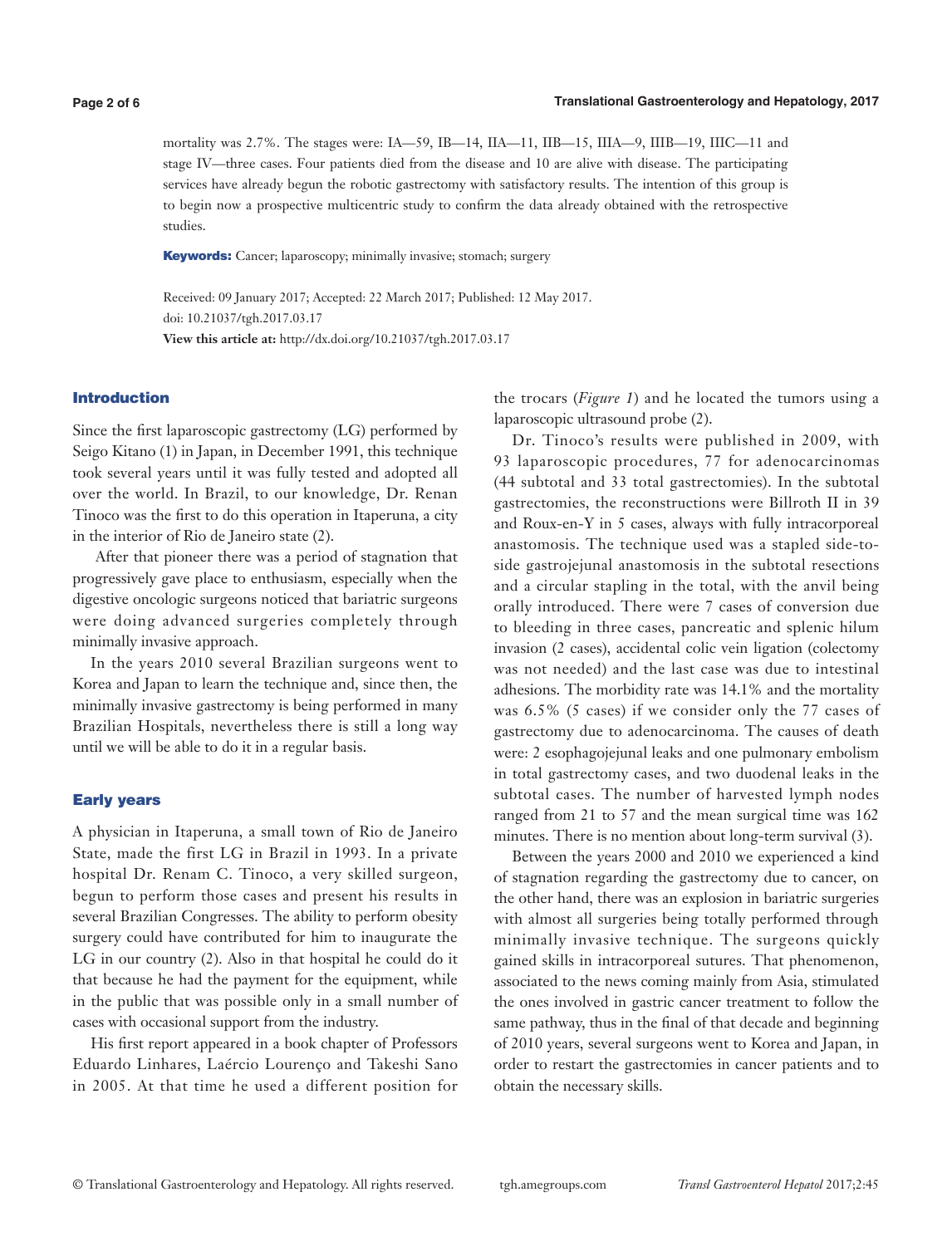mortality was 2.7%. The stages were: IA—59, IB—14, IIA—11, IIB—15, IIIA—9, IIIB—19, IIIC—11 and stage IV—three cases. Four patients died from the disease and 10 are alive with disease. The participating services have already begun the robotic gastrectomy with satisfactory results. The intention of this group is to begin now a prospective multicentric study to confirm the data already obtained with the retrospective studies.

**Keywords:** Cancer; laparoscopy; minimally invasive; stomach; surgery

Received: 09 January 2017; Accepted: 22 March 2017; Published: 12 May 2017.
doi: 10.21037/tgh.2017.03.17
**View this article at:** http://dx.doi.org/10.21037/tgh.2017.03.17

## Introduction

Since the first laparoscopic gastrectomy (LG) performed by Seigo Kitano (1) in Japan, in December 1991, this technique took several years until it was fully tested and adopted all over the world. In Brazil, to our knowledge, Dr. Renan Tinoco was the first to do this operation in Itaperuna, a city in the interior of Rio de Janeiro state (2).

After that pioneer there was a period of stagnation that progressively gave place to enthusiasm, especially when the digestive oncologic surgeons noticed that bariatric surgeons were doing advanced surgeries completely through minimally invasive approach.

In the years 2010 several Brazilian surgeons went to Korea and Japan to learn the technique and, since then, the minimally invasive gastrectomy is being performed in many Brazilian Hospitals, nevertheless there is still a long way until we will be able to do it in a regular basis.

## Early years

A physician in Itaperuna, a small town of Rio de Janeiro State, made the first LG in Brazil in 1993. In a private hospital Dr. Renam C. Tinoco, a very skilled surgeon, begun to perform those cases and present his results in several Brazilian Congresses. The ability to perform obesity surgery could have contributed for him to inaugurate the LG in our country (2). Also in that hospital he could do it that because he had the payment for the equipment, while in the public that was possible only in a small number of cases with occasional support from the industry.

His first report appeared in a book chapter of Professors Eduardo Linhares, Laércio Lourenço and Takeshi Sano in 2005. At that time he used a different position for the trocars (*Figure 1*) and he located the tumors using a laparoscopic ultrasound probe (2).

Dr. Tinoco's results were published in 2009, with 93 laparoscopic procedures, 77 for adenocarcinomas (44 subtotal and 33 total gastrectomies). In the subtotal gastrectomies, the reconstructions were Billroth II in 39 and Roux-en-Y in 5 cases, always with fully intracorporeal anastomosis. The technique used was a stapled side-to-side gastrojejunal anastomosis in the subtotal resections and a circular stapling in the total, with the anvil being orally introduced. There were 7 cases of conversion due to bleeding in three cases, pancreatic and splenic hilum invasion (2 cases), accidental colic vein ligation (colectomy was not needed) and the last case was due to intestinal adhesions. The morbidity rate was 14.1% and the mortality was 6.5% (5 cases) if we consider only the 77 cases of gastrectomy due to adenocarcinoma. The causes of death were: 2 esophagojejunal leaks and one pulmonary embolism in total gastrectomy cases, and two duodenal leaks in the subtotal cases. The number of harvested lymph nodes ranged from 21 to 57 and the mean surgical time was 162 minutes. There is no mention about long-term survival (3).

Between the years 2000 and 2010 we experienced a kind of stagnation regarding the gastrectomy due to cancer, on the other hand, there was an explosion in bariatric surgeries with almost all surgeries being totally performed through minimally invasive technique. The surgeons quickly gained skills in intracorporeal sutures. That phenomenon, associated to the news coming mainly from Asia, stimulated the ones involved in gastric cancer treatment to follow the same pathway, thus in the final of that decade and beginning of 2010 years, several surgeons went to Korea and Japan, in order to restart the gastrectomies in cancer patients and to obtain the necessary skills.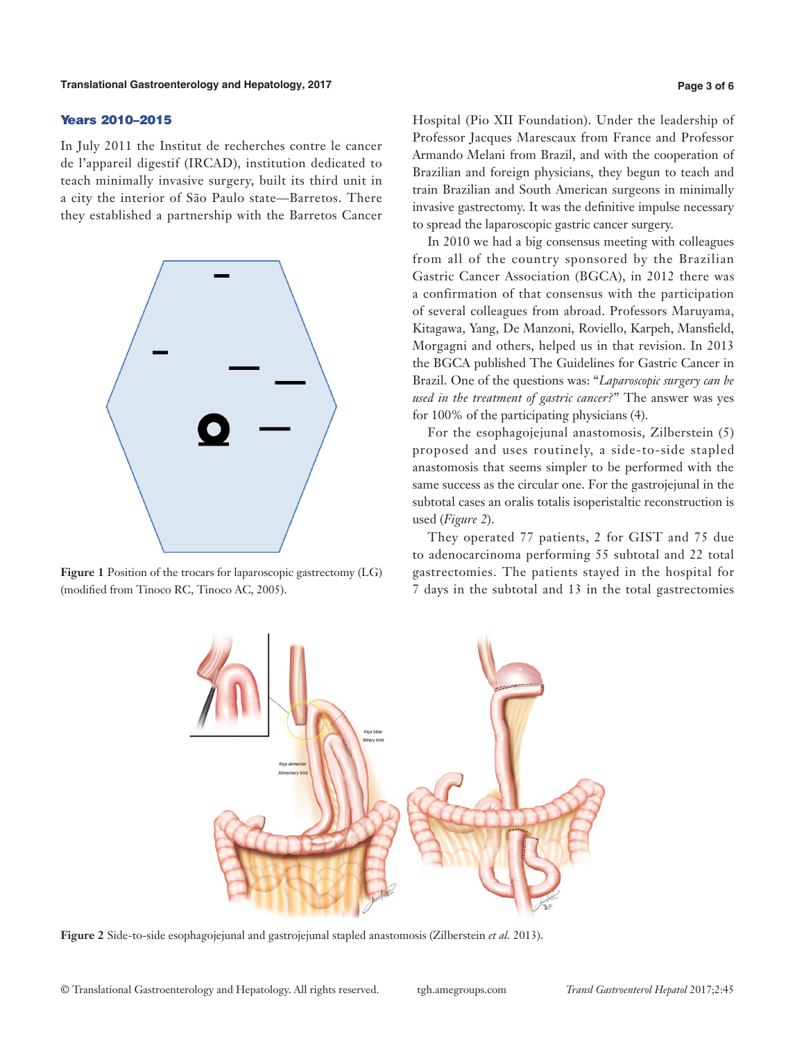### Years 2010–2015

In July 2011 the Institut de recherches contre le cancer de l'appareil digestif (IRCAD), institution dedicated to teach minimally invasive surgery, built its third unit in a city the interior of São Paulo state—Barretos. There they established a partnership with the Barretos Cancer Hospital (Pio XII Foundation). Under the leadership of Professor Jacques Marescaux from France and Professor Armando Melani from Brazil, and with the cooperation of Brazilian and foreign physicians, they begun to teach and train Brazilian and South American surgeons in minimally invasive gastrectomy. It was the definitive impulse necessary to spread the laparoscopic gastric cancer surgery.

Figure 1 Position of the trocars for laparoscopic gastrectomy (LG) (modified from Tinoco RC, Tinoco AC, 2005).

In 2010 we had a big consensus meeting with colleagues from all of the country sponsored by the Brazilian Gastric Cancer Association (BGCA), in 2012 there was a confirmation of that consensus with the participation of several colleagues from abroad. Professors Maruyama, Kitagawa, Yang, De Manzoni, Roviello, Karpeh, Mansfield, Morgagni and others, helped us in that revision. In 2013 the BGCA published The Guidelines for Gastric Cancer in Brazil. One of the questions was: "*Laparoscopic surgery can be used in the treatment of gastric cancer?*" The answer was yes for 100% of the participating physicians (4).

For the esophagojejunal anastomosis, Zilberstein (5) proposed and uses routinely, a side-to-side stapled anastomosis that seems simpler to be performed with the same success as the circular one. For the gastrojejunal in the subtotal cases an oralis totalis isoperistaltic reconstruction is used (*Figure 2*).

They operated 77 patients, 2 for GIST and 75 due to adenocarcinoma performing 55 subtotal and 22 total gastrectomies. The patients stayed in the hospital for 7 days in the subtotal and 13 in the total gastrectomies

Figure 2 Side-to-side esophagojejunal and gastrojejunal stapled anastomosis (Zilberstein *et al.* 2013).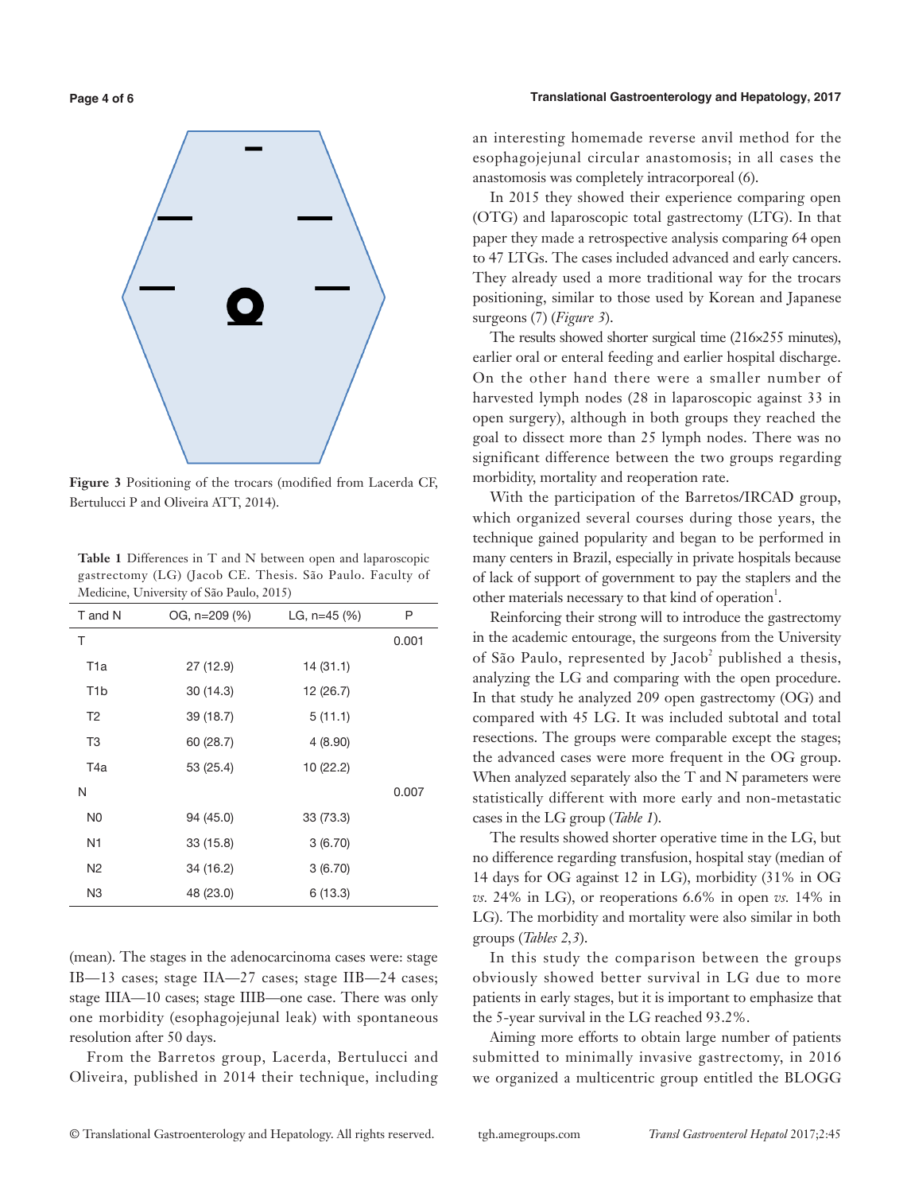Figure 3 Positioning of the trocars (modified from Lacerda CF, Bertulucci P and Oliveira ATT, 2014).

Table 1 Differences in T and N between open and laparoscopic gastrectomy (LG) (Jacob CE. Thesis. São Paulo. Faculty of Medicine, University of São Paulo, 2015)

| T and N | OG, n=209 (%) | LG, n=45 (%) | P |
|---|---|---|---|
| T | | | 0.001 |
| T1a | 27 (12.9) | 14 (31.1) | |
| T1b | 30 (14.3) | 12 (26.7) | |
| T2 | 39 (18.7) | 5 (11.1) | |
| T3 | 60 (28.7) | 4 (8.90) | |
| T4a | 53 (25.4) | 10 (22.2) | |
| N | | | 0.007 |
| N0 | 94 (45.0) | 33 (73.3) | |
| N1 | 33 (15.8) | 3 (6.70) | |
| N2 | 34 (16.2) | 3 (6.70) | |
| N3 | 48 (23.0) | 6 (13.3) | |

(mean). The stages in the adenocarcinoma cases were: stage IB—13 cases; stage IIA—27 cases; stage IIB—24 cases; stage IIIA—10 cases; stage IIIB—one case. There was only one morbidity (esophagojejunal leak) with spontaneous resolution after 50 days.

From the Barretos group, Lacerda, Bertulucci and Oliveira, published in 2014 their technique, including an interesting homemade reverse anvil method for the esophagojejunal circular anastomosis; in all cases the anastomosis was completely intracorporeal (6).

In 2015 they showed their experience comparing open (OTG) and laparoscopic total gastrectomy (LTG). In that paper they made a retrospective analysis comparing 64 open to 47 LTGs. The cases included advanced and early cancers. They already used a more traditional way for the trocars positioning, similar to those used by Korean and Japanese surgeons (7) (*Figure 3*).

The results showed shorter surgical time (216×255 minutes), earlier oral or enteral feeding and earlier hospital discharge. On the other hand there were a smaller number of harvested lymph nodes (28 in laparoscopic against 33 in open surgery), although in both groups they reached the goal to dissect more than 25 lymph nodes. There was no significant difference between the two groups regarding morbidity, mortality and reoperation rate.

With the participation of the Barretos/IRCAD group, which organized several courses during those years, the technique gained popularity and began to be performed in many centers in Brazil, especially in private hospitals because of lack of support of government to pay the staplers and the other materials necessary to that kind of operation[1].

Reinforcing their strong will to introduce the gastrectomy in the academic entourage, the surgeons from the University of São Paulo, represented by Jacob[2] published a thesis, analyzing the LG and comparing with the open procedure. In that study he analyzed 209 open gastrectomy (OG) and compared with 45 LG. It was included subtotal and total resections. The groups were comparable except the stages; the advanced cases were more frequent in the OG group. When analyzed separately also the T and N parameters were statistically different with more early and non-metastatic cases in the LG group (*Table 1*).

The results showed shorter operative time in the LG, but no difference regarding transfusion, hospital stay (median of 14 days for OG against 12 in LG), morbidity (31% in OG *vs.* 24% in LG), or reoperations 6.6% in open *vs.* 14% in LG). The morbidity and mortality were also similar in both groups (*Tables 2,3*).

In this study the comparison between the groups obviously showed better survival in LG due to more patients in early stages, but it is important to emphasize that the 5-year survival in the LG reached 93.2%.

Aiming more efforts to obtain large number of patients submitted to minimally invasive gastrectomy, in 2016 we organized a multicentric group entitled the BLOGG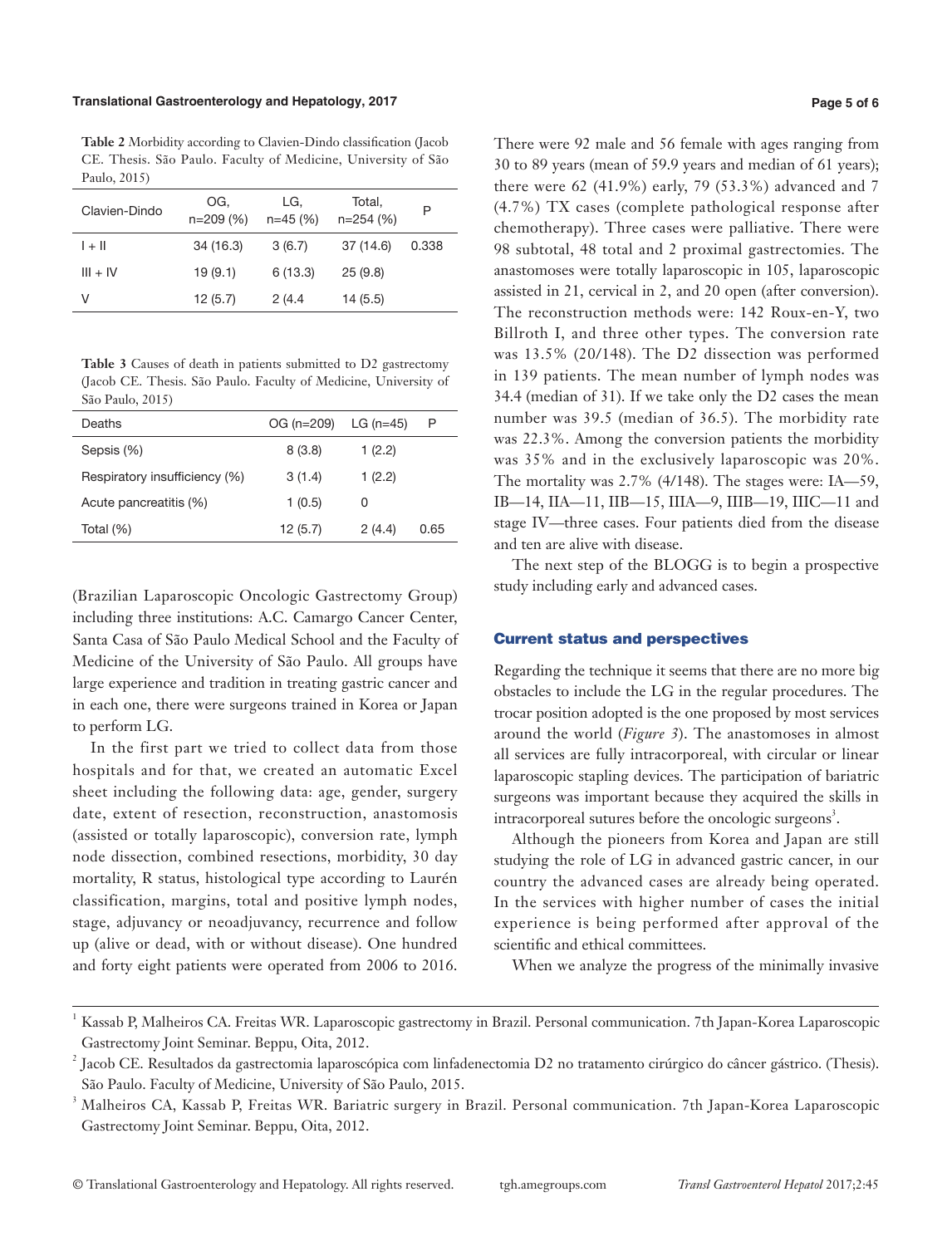**Table 2** Morbidity according to Clavien-Dindo classification (Jacob CE. Thesis. São Paulo. Faculty of Medicine, University of São Paulo, 2015)

| Clavien-Dindo | OG, n=209 (%) | LG, n=45 (%) | Total, n=254 (%) | P |
|---|---|---|---|---|
| I + II | 34 (16.3) | 3 (6.7) | 37 (14.6) | 0.338 |
| III + IV | 19 (9.1) | 6 (13.3) | 25 (9.8) | |
| V | 12 (5.7) | 2 (4.4 | 14 (5.5) | |

**Table 3** Causes of death in patients submitted to D2 gastrectomy (Jacob CE. Thesis. São Paulo. Faculty of Medicine, University of São Paulo, 2015)

| Deaths | OG (n=209) | LG (n=45) | P |
|---|---|---|---|
| Sepsis (%) | 8 (3.8) | 1 (2.2) | |
| Respiratory insufficiency (%) | 3 (1.4) | 1 (2.2) | |
| Acute pancreatitis (%) | 1 (0.5) | 0 | |
| Total (%) | 12 (5.7) | 2 (4.4) | 0.65 |

(Brazilian Laparoscopic Oncologic Gastrectomy Group) including three institutions: A.C. Camargo Cancer Center, Santa Casa of São Paulo Medical School and the Faculty of Medicine of the University of São Paulo. All groups have large experience and tradition in treating gastric cancer and in each one, there were surgeons trained in Korea or Japan to perform LG.

In the first part we tried to collect data from those hospitals and for that, we created an automatic Excel sheet including the following data: age, gender, surgery date, extent of resection, reconstruction, anastomosis (assisted or totally laparoscopic), conversion rate, lymph node dissection, combined resections, morbidity, 30 day mortality, R status, histological type according to Laurén classification, margins, total and positive lymph nodes, stage, adjuvancy or neoadjuvancy, recurrence and follow up (alive or dead, with or without disease). One hundred and forty eight patients were operated from 2006 to 2016. There were 92 male and 56 female with ages ranging from 30 to 89 years (mean of 59.9 years and median of 61 years); there were 62 (41.9%) early, 79 (53.3%) advanced and 7 (4.7%) TX cases (complete pathological response after chemotherapy). Three cases were palliative. There were 98 subtotal, 48 total and 2 proximal gastrectomies. The anastomoses were totally laparoscopic in 105, laparoscopic assisted in 21, cervical in 2, and 20 open (after conversion). The reconstruction methods were: 142 Roux-en-Y, two Billroth I, and three other types. The conversion rate was 13.5% (20/148). The D2 dissection was performed in 139 patients. The mean number of lymph nodes was 34.4 (median of 31). If we take only the D2 cases the mean number was 39.5 (median of 36.5). The morbidity rate was 22.3%. Among the conversion patients the morbidity was 35% and in the exclusively laparoscopic was 20%. The mortality was 2.7% (4/148). The stages were: IA—59, IB—14, IIA—11, IIB—15, IIIA—9, IIIB—19, IIIC—11 and stage IV—three cases. Four patients died from the disease and ten are alive with disease.

The next step of the BLOGG is to begin a prospective study including early and advanced cases.

## Current status and perspectives

Regarding the technique it seems that there are no more big obstacles to include the LG in the regular procedures. The trocar position adopted is the one proposed by most services around the world (*Figure 3*). The anastomoses in almost all services are fully intracorporeal, with circular or linear laparoscopic stapling devices. The participation of bariatric surgeons was important because they acquired the skills in intracorporeal sutures before the oncologic surgeons[3].

Although the pioneers from Korea and Japan are still studying the role of LG in advanced gastric cancer, in our country the advanced cases are already being operated. In the services with higher number of cases the initial experience is being performed after approval of the scientific and ethical committees.

When we analyze the progress of the minimally invasive

---

[1] Kassab P, Malheiros CA. Freitas WR. Laparoscopic gastrectomy in Brazil. Personal communication. 7th Japan-Korea Laparoscopic Gastrectomy Joint Seminar. Beppu, Oita, 2012.

[2] Jacob CE. Resultados da gastrectomia laparoscópica com linfadenectomia D2 no tratamento cirúrgico do câncer gástrico. (Thesis). São Paulo. Faculty of Medicine, University of São Paulo, 2015.

[3] Malheiros CA, Kassab P, Freitas WR. Bariatric surgery in Brazil. Personal communication. 7th Japan-Korea Laparoscopic Gastrectomy Joint Seminar. Beppu, Oita, 2012.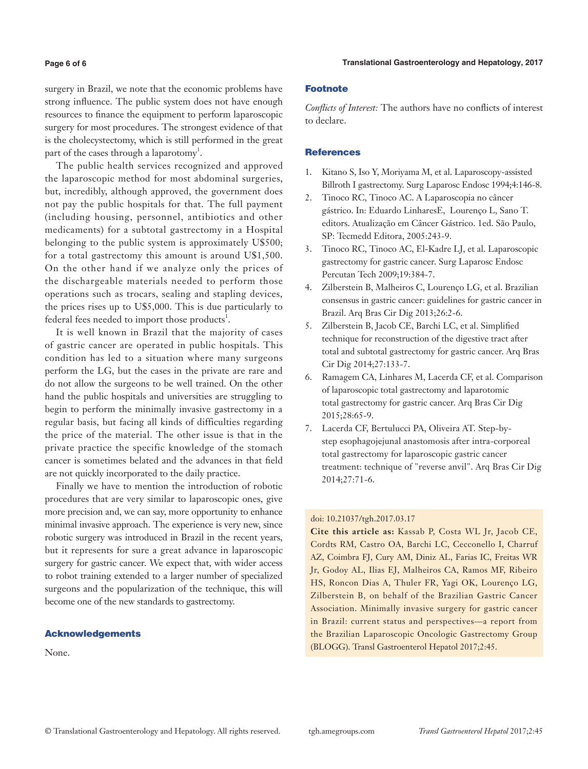surgery in Brazil, we note that the economic problems have strong influence. The public system does not have enough resources to finance the equipment to perform laparoscopic surgery for most procedures. The strongest evidence of that is the cholecystectomy, which is still performed in the great part of the cases through a laparotomy[1].

The public health services recognized and approved the laparoscopic method for most abdominal surgeries, but, incredibly, although approved, the government does not pay the public hospitals for that. The full payment (including housing, personnel, antibiotics and other medicaments) for a subtotal gastrectomy in a Hospital belonging to the public system is approximately U$500; for a total gastrectomy this amount is around U$1,500. On the other hand if we analyze only the prices of the dischargeable materials needed to perform those operations such as trocars, sealing and stapling devices, the prices rises up to U$5,000. This is due particularly to federal fees needed to import those products[1].

It is well known in Brazil that the majority of cases of gastric cancer are operated in public hospitals. This condition has led to a situation where many surgeons perform the LG, but the cases in the private are rare and do not allow the surgeons to be well trained. On the other hand the public hospitals and universities are struggling to begin to perform the minimally invasive gastrectomy in a regular basis, but facing all kinds of difficulties regarding the price of the material. The other issue is that in the private practice the specific knowledge of the stomach cancer is sometimes belated and the advances in that field are not quickly incorporated to the daily practice.

Finally we have to mention the introduction of robotic procedures that are very similar to laparoscopic ones, give more precision and, we can say, more opportunity to enhance minimal invasive approach. The experience is very new, since robotic surgery was introduced in Brazil in the recent years, but it represents for sure a great advance in laparoscopic surgery for gastric cancer. We expect that, with wider access to robot training extended to a larger number of specialized surgeons and the popularization of the technique, this will become one of the new standards to gastrectomy.

## Acknowledgements

None.

## Footnote

*Conflicts of Interest:* The authors have no conflicts of interest to declare.

## References

1. Kitano S, Iso Y, Moriyama M, et al. Laparoscopy-assisted Billroth I gastrectomy. Surg Laparosc Endosc 1994;4:146-8.
2. Tinoco RC, Tinoco AC. A Laparoscopia no câncer gástrico. In: Eduardo LinharesE, Lourenço L, Sano T. editors. Atualização em Câncer Gástrico. 1ed. São Paulo, SP: Tecmedd Editora, 2005:243-9.
3. Tinoco RC, Tinoco AC, El-Kadre LJ, et al. Laparoscopic gastrectomy for gastric cancer. Surg Laparosc Endosc Percutan Tech 2009;19:384-7.
4. Zilberstein B, Malheiros C, Lourenço LG, et al. Brazilian consensus in gastric cancer: guidelines for gastric cancer in Brazil. Arq Bras Cir Dig 2013;26:2-6.
5. Zilberstein B, Jacob CE, Barchi LC, et al. Simplified technique for reconstruction of the digestive tract after total and subtotal gastrectomy for gastric cancer. Arq Bras Cir Dig 2014;27:133-7.
6. Ramagem CA, Linhares M, Lacerda CF, et al. Comparison of laparoscopic total gastrectomy and laparotomic total gastrectomy for gastric cancer. Arq Bras Cir Dig 2015;28:65-9.
7. Lacerda CF, Bertulucci PA, Oliveira AT. Step-by-step esophagojejunal anastomosis after intra-corporeal total gastrectomy for laparoscopic gastric cancer treatment: technique of "reverse anvil". Arq Bras Cir Dig 2014;27:71-6.

doi: 10.21037/tgh.2017.03.17

**Cite this article as:** Kassab P, Costa WL Jr, Jacob CE, Cordts RM, Castro OA, Barchi LC, Cecconello I, Charruf AZ, Coimbra FJ, Cury AM, Diniz AL, Farias IC, Freitas WR Jr, Godoy AL, Ilias EJ, Malheiros CA, Ramos MF, Ribeiro HS, Roncon Dias A, Thuler FR, Yagi OK, Lourenço LG, Zilberstein B, on behalf of the Brazilian Gastric Cancer Association. Minimally invasive surgery for gastric cancer in Brazil: current status and perspectives—a report from the Brazilian Laparoscopic Oncologic Gastrectomy Group (BLOGG). Transl Gastroenterol Hepatol 2017;2:45.